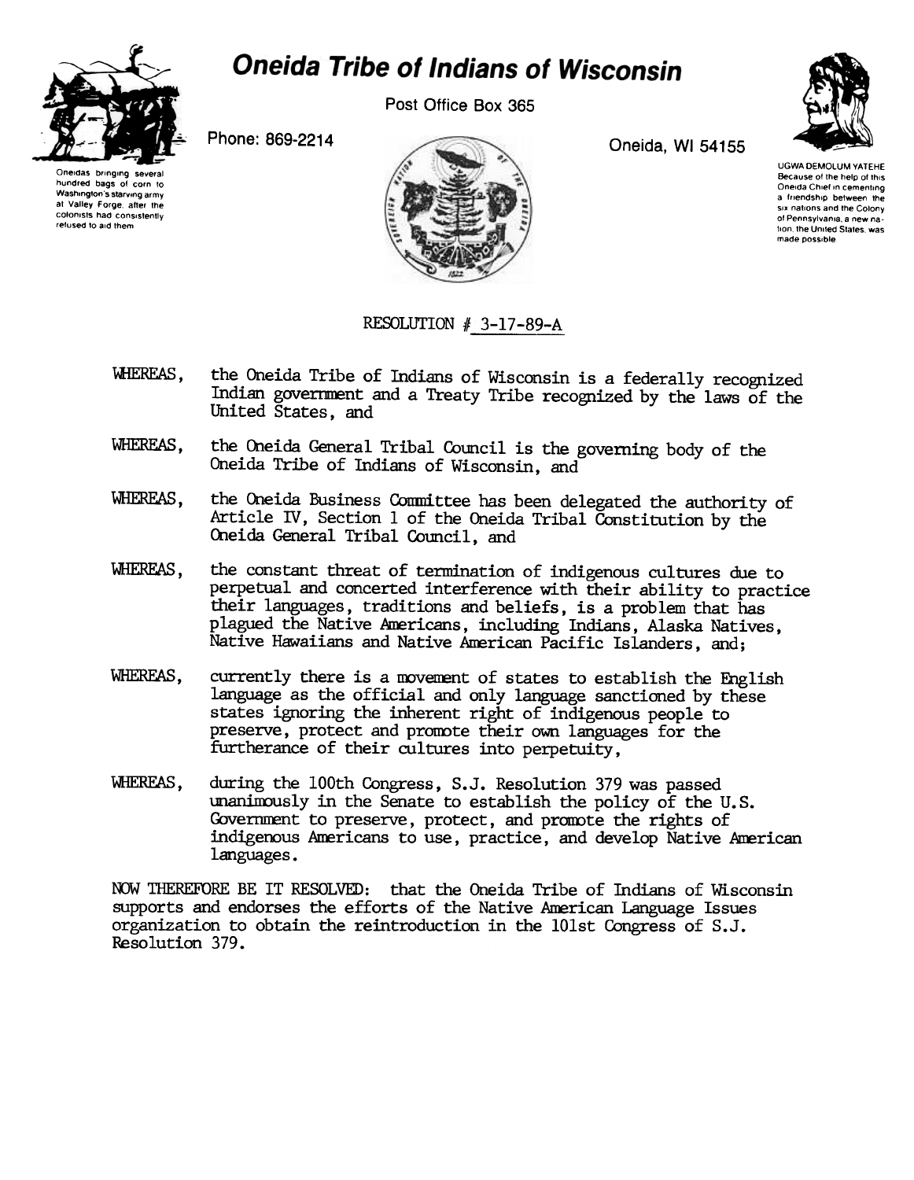# Oneida Tribe of Indians of Wisconsin

Post Office Box 365

Phone: 869-2214

Oneida, WI 54155

Oneidas bringing several hundred bags of corn to Washington's starving army at Valley Forge, after the colonists had consistently refused to aid them

UGWA DEMOLUM YATEHE
Because of the help of this Oneida Chief in cementing a friendship between the six nations and the Colony of Pennsylvania, a new nation, the United States, was made possible

RESOLUTION # 3-17-89-A

WHEREAS, the Oneida Tribe of Indians of Wisconsin is a federally recognized Indian government and a Treaty Tribe recognized by the laws of the United States, and

WHEREAS, the Oneida General Tribal Council is the governing body of the Oneida Tribe of Indians of Wisconsin, and

WHEREAS, the Oneida Business Committee has been delegated the authority of Article IV, Section 1 of the Oneida Tribal Constitution by the Oneida General Tribal Council, and

WHEREAS, the constant threat of termination of indigenous cultures due to perpetual and concerted interference with their ability to practice their languages, traditions and beliefs, is a problem that has plagued the Native Americans, including Indians, Alaska Natives, Native Hawaiians and Native American Pacific Islanders, and;

WHEREAS, currently there is a movement of states to establish the English language as the official and only language sanctioned by these states ignoring the inherent right of indigenous people to preserve, protect and promote their own languages for the furtherance of their cultures into perpetuity,

WHEREAS, during the 100th Congress, S.J. Resolution 379 was passed unanimously in the Senate to establish the policy of the U.S. Government to preserve, protect, and promote the rights of indigenous Americans to use, practice, and develop Native American languages.

NOW THEREFORE BE IT RESOLVED: that the Oneida Tribe of Indians of Wisconsin supports and endorses the efforts of the Native American Language Issues organization to obtain the reintroduction in the 101st Congress of S.J. Resolution 379.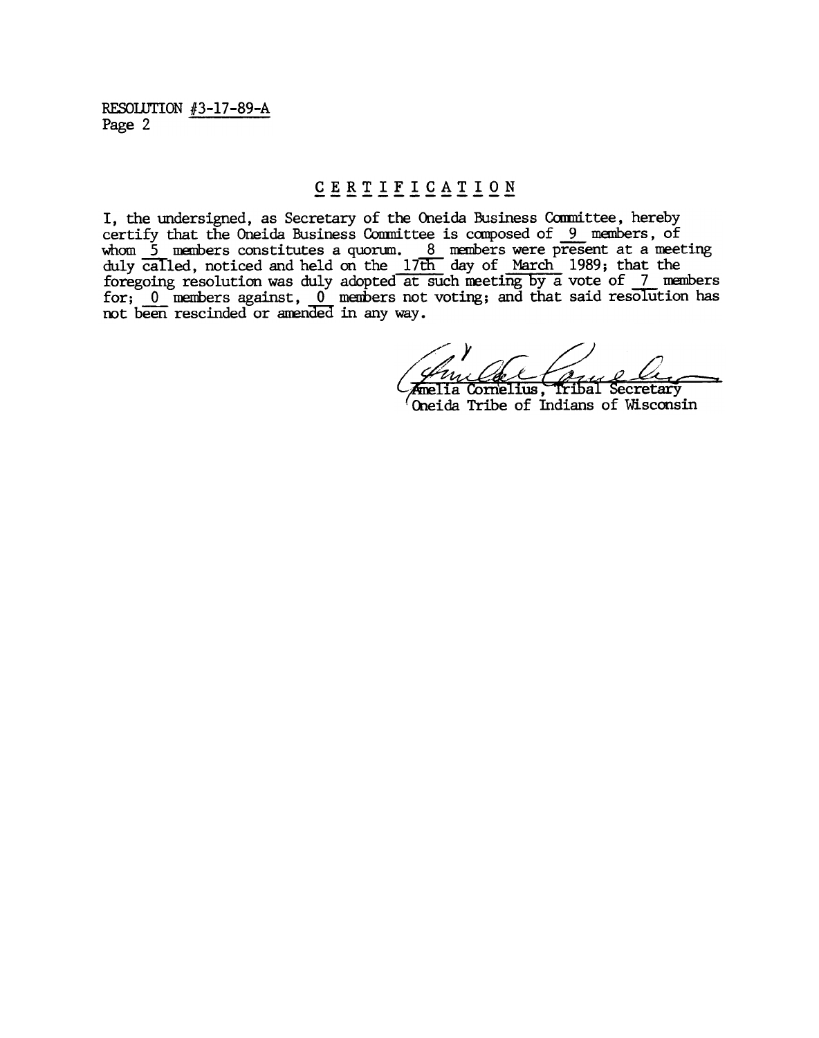RESOLUTION #3-17-89-A
Page 2

## CERTIFICATION

I, the undersigned, as Secretary of the Oneida Business Committee, hereby certify that the Oneida Business Committee is composed of 9 members, of whom 5 members constitutes a quorum. 8 members were present at a meeting duly called, noticed and held on the 17th day of March 1989; that the foregoing resolution was duly adopted at such meeting by a vote of 7 members for; 0 members against, 0 members not voting; and that said resolution has not been rescinded or amended in any way.

Amelia Cornelius, Tribal Secretary
Oneida Tribe of Indians of Wisconsin